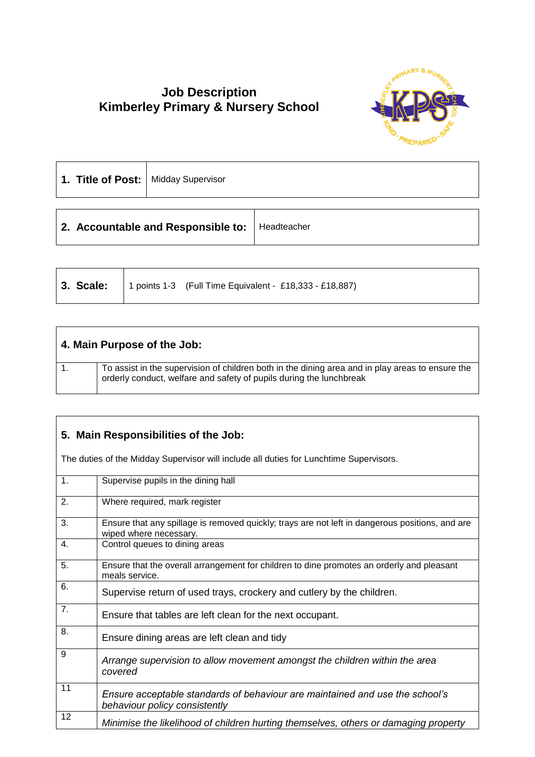# Job Description
## Kimberley Primary & Nursery School

| **1. Title of Post:** | Midday Supervisor |
|---|---|

| **2. Accountable and Responsible to:** | Headteacher |
|---|---|

| **3. Scale:** | 1 points 1-3 (Full Time Equivalent - £18,333 - £18,887) |
|---|---|

| **4. Main Purpose of the Job:** | |
|---|---|
| 1. | To assist in the supervision of children both in the dining area and in play areas to ensure the orderly conduct, welfare and safety of pupils during the lunchbreak |

**5. Main Responsibilities of the Job:**

The duties of the Midday Supervisor will include all duties for Lunchtime Supervisors.

| | |
|---|---|
| 1. | Supervise pupils in the dining hall |
| 2. | Where required, mark register |
| 3. | Ensure that any spillage is removed quickly; trays are not left in dangerous positions, and are wiped where necessary. |
| 4. | Control queues to dining areas |
| 5. | Ensure that the overall arrangement for children to dine promotes an orderly and pleasant meals service. |
| 6. | Supervise return of used trays, crockery and cutlery by the children. |
| 7. | Ensure that tables are left clean for the next occupant. |
| 8. | Ensure dining areas are left clean and tidy |
| 9 | *Arrange supervision to allow movement amongst the children within the area covered* |
| 11 | *Ensure acceptable standards of behaviour are maintained and use the school's behaviour policy consistently* |
| 12 | *Minimise the likelihood of children hurting themselves, others or damaging property* |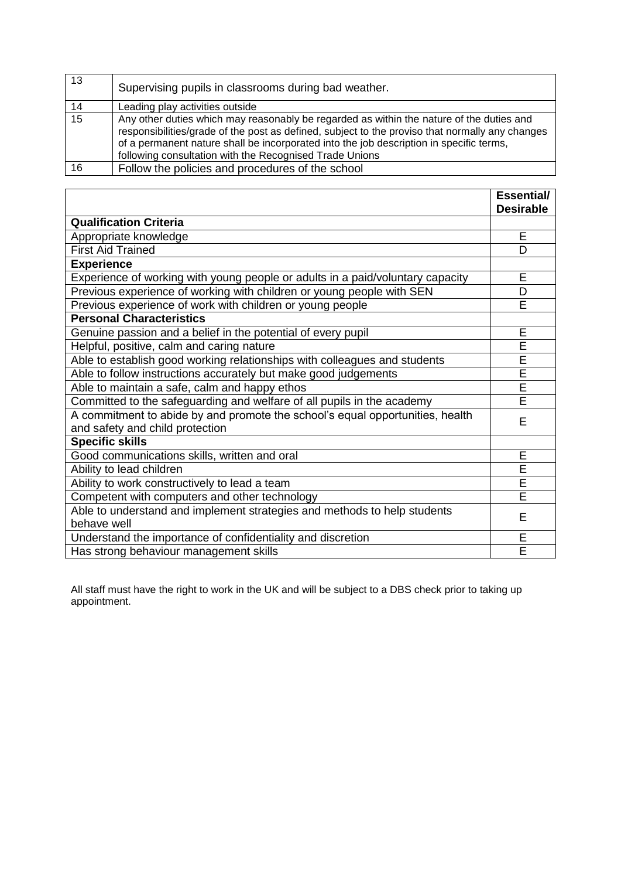| | |
|---|---|
| 13 | Supervising pupils in classrooms during bad weather. |
| 14 | Leading play activities outside |
| 15 | Any other duties which may reasonably be regarded as within the nature of the duties and responsibilities/grade of the post as defined, subject to the proviso that normally any changes of a permanent nature shall be incorporated into the job description in specific terms, following consultation with the Recognised Trade Unions |
| 16 | Follow the policies and procedures of the school |

| | **Essential/ Desirable** |
|---|---|
| **Qualification Criteria** | |
| Appropriate knowledge | E |
| First Aid Trained | D |
| **Experience** | |
| Experience of working with young people or adults in a paid/voluntary capacity | E |
| Previous experience of working with children or young people with SEN | D |
| Previous experience of work with children or young people | E |
| **Personal Characteristics** | |
| Genuine passion and a belief in the potential of every pupil | E |
| Helpful, positive, calm and caring nature | E |
| Able to establish good working relationships with colleagues and students | E |
| Able to follow instructions accurately but make good judgements | E |
| Able to maintain a safe, calm and happy ethos | E |
| Committed to the safeguarding and welfare of all pupils in the academy | E |
| A commitment to abide by and promote the school's equal opportunities, health and safety and child protection | E |
| **Specific skills** | |
| Good communications skills, written and oral | E |
| Ability to lead children | E |
| Ability to work constructively to lead a team | E |
| Competent with computers and other technology | E |
| Able to understand and implement strategies and methods to help students behave well | E |
| Understand the importance of confidentiality and discretion | E |
| Has strong behaviour management skills | E |

All staff must have the right to work in the UK and will be subject to a DBS check prior to taking up appointment.